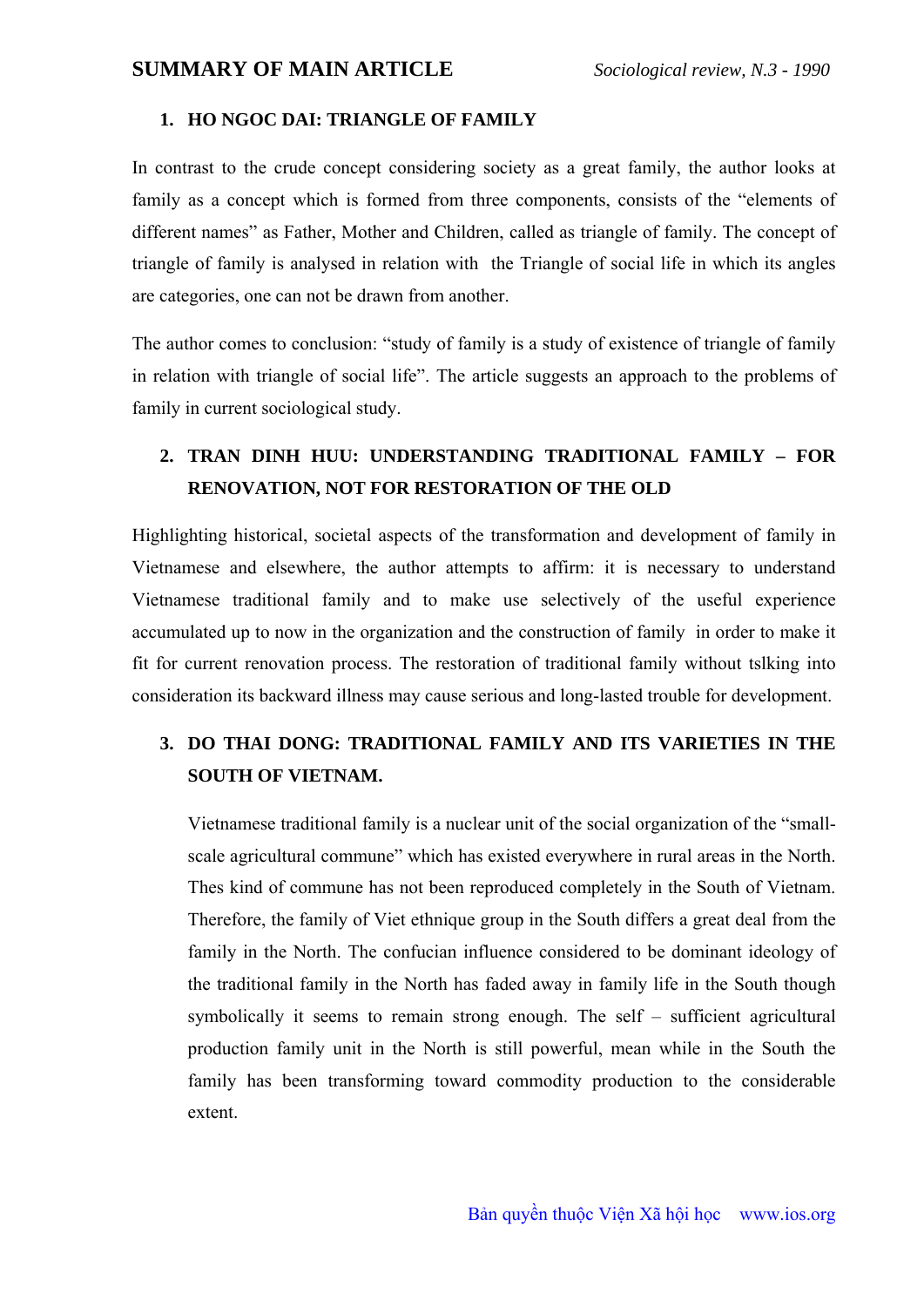# SUMMARY OF MAIN ARTICLE

*Sociological review, N.3 - 1990*

## 1. HO NGOC DAI: TRIANGLE OF FAMILY

In contrast to the crude concept considering society as a great family, the author looks at family as a concept which is formed from three components, consists of the "elements of different names" as Father, Mother and Children, called as triangle of family. The concept of triangle of family is analysed in relation with the Triangle of social life in which its angles are categories, one can not be drawn from another.

The author comes to conclusion: "study of family is a study of existence of triangle of family in relation with triangle of social life". The article suggests an approach to the problems of family in current sociological study.

## 2. TRAN DINH HUU: UNDERSTANDING TRADITIONAL FAMILY – FOR RENOVATION, NOT FOR RESTORATION OF THE OLD

Highlighting historical, societal aspects of the transformation and development of family in Vietnamese and elsewhere, the author attempts to affirm: it is necessary to understand Vietnamese traditional family and to make use selectively of the useful experience accumulated up to now in the organization and the construction of family in order to make it fit for current renovation process. The restoration of traditional family without tslking into consideration its backward illness may cause serious and long-lasted trouble for development.

## 3. DO THAI DONG: TRADITIONAL FAMILY AND ITS VARIETIES IN THE SOUTH OF VIETNAM.

Vietnamese traditional family is a nuclear unit of the social organization of the "small-scale agricultural commune" which has existed everywhere in rural areas in the North. Thes kind of commune has not been reproduced completely in the South of Vietnam. Therefore, the family of Viet ethnique group in the South differs a great deal from the family in the North. The confucian influence considered to be dominant ideology of the traditional family in the North has faded away in family life in the South though symbolically it seems to remain strong enough. The self – sufficient agricultural production family unit in the North is still powerful, mean while in the South the family has been transforming toward commodity production to the considerable extent.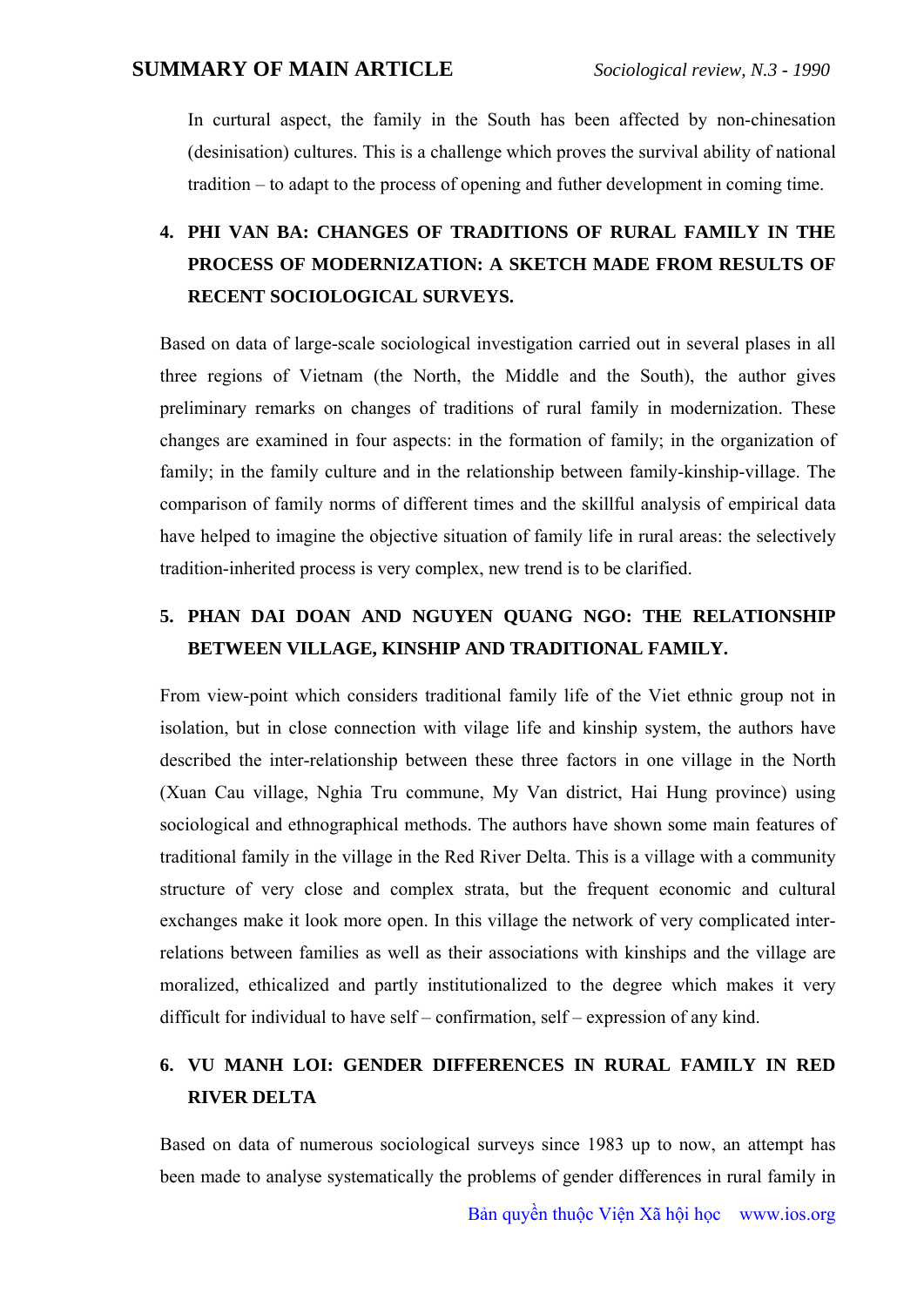In curtural aspect, the family in the South has been affected by non-chinesation (desinisation) cultures. This is a challenge which proves the survival ability of national tradition – to adapt to the process of opening and futher development in coming time.

## 4. PHI VAN BA: CHANGES OF TRADITIONS OF RURAL FAMILY IN THE PROCESS OF MODERNIZATION: A SKETCH MADE FROM RESULTS OF RECENT SOCIOLOGICAL SURVEYS.

Based on data of large-scale sociological investigation carried out in several plases in all three regions of Vietnam (the North, the Middle and the South), the author gives preliminary remarks on changes of traditions of rural family in modernization. These changes are examined in four aspects: in the formation of family; in the organization of family; in the family culture and in the relationship between family-kinship-village. The comparison of family norms of different times and the skillful analysis of empirical data have helped to imagine the objective situation of family life in rural areas: the selectively tradition-inherited process is very complex, new trend is to be clarified.

## 5. PHAN DAI DOAN AND NGUYEN QUANG NGO: THE RELATIONSHIP BETWEEN VILLAGE, KINSHIP AND TRADITIONAL FAMILY.

From view-point which considers traditional family life of the Viet ethnic group not in isolation, but in close connection with vilage life and kinship system, the authors have described the inter-relationship between these three factors in one village in the North (Xuan Cau village, Nghia Tru commune, My Van district, Hai Hung province) using sociological and ethnographical methods. The authors have shown some main features of traditional family in the village in the Red River Delta. This is a village with a community structure of very close and complex strata, but the frequent economic and cultural exchanges make it look more open. In this village the network of very complicated inter-relations between families as well as their associations with kinships and the village are moralized, ethicalized and partly institutionalized to the degree which makes it very difficult for individual to have self – confirmation, self – expression of any kind.

## 6. VU MANH LOI: GENDER DIFFERENCES IN RURAL FAMILY IN RED RIVER DELTA

Based on data of numerous sociological surveys since 1983 up to now, an attempt has been made to analyse systematically the problems of gender differences in rural family in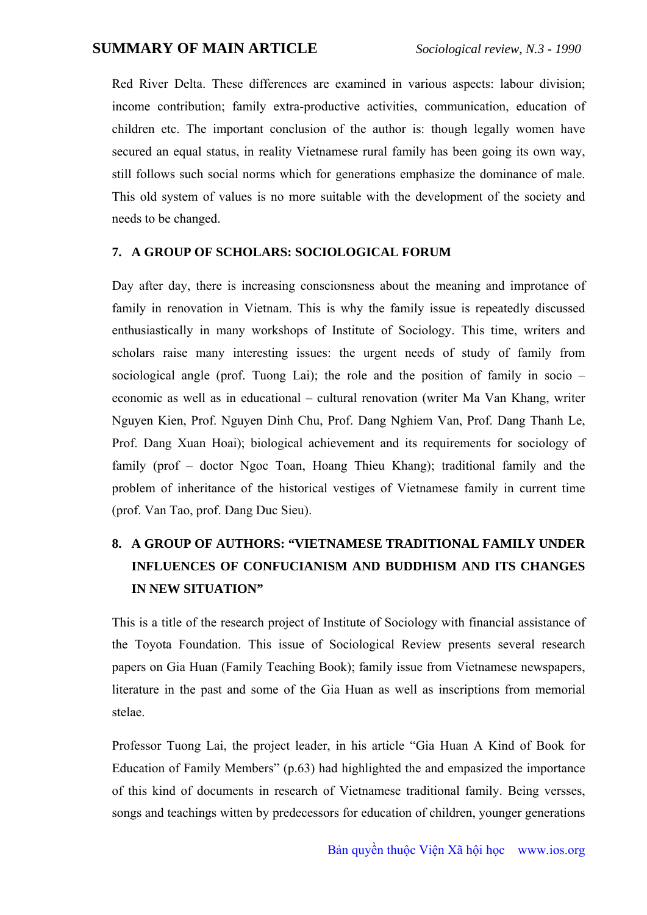Red River Delta. These differences are examined in various aspects: labour division; income contribution; family extra-productive activities, communication, education of children etc. The important conclusion of the author is: though legally women have secured an equal status, in reality Vietnamese rural family has been going its own way, still follows such social norms which for generations emphasize the dominance of male. This old system of values is no more suitable with the development of the society and needs to be changed.

### 7. A GROUP OF SCHOLARS: SOCIOLOGICAL FORUM

Day after day, there is increasing conscionsness about the meaning and improtance of family in renovation in Vietnam. This is why the family issue is repeatedly discussed enthusiastically in many workshops of Institute of Sociology. This time, writers and scholars raise many interesting issues: the urgent needs of study of family from sociological angle (prof. Tuong Lai); the role and the position of family in socio – economic as well as in educational – cultural renovation (writer Ma Van Khang, writer Nguyen Kien, Prof. Nguyen Dinh Chu, Prof. Dang Nghiem Van, Prof. Dang Thanh Le, Prof. Dang Xuan Hoai); biological achievement and its requirements for sociology of family (prof – doctor Ngoc Toan, Hoang Thieu Khang); traditional family and the problem of inheritance of the historical vestiges of Vietnamese family in current time (prof. Van Tao, prof. Dang Duc Sieu).

### 8. A GROUP OF AUTHORS: "VIETNAMESE TRADITIONAL FAMILY UNDER INFLUENCES OF CONFUCIANISM AND BUDDHISM AND ITS CHANGES IN NEW SITUATION"

This is a title of the research project of Institute of Sociology with financial assistance of the Toyota Foundation. This issue of Sociological Review presents several research papers on Gia Huan (Family Teaching Book); family issue from Vietnamese newspapers, literature in the past and some of the Gia Huan as well as inscriptions from memorial stelae.

Professor Tuong Lai, the project leader, in his article "Gia Huan A Kind of Book for Education of Family Members" (p.63) had highlighted the and empasized the importance of this kind of documents in research of Vietnamese traditional family. Being versses, songs and teachings witten by predecessors for education of children, younger generations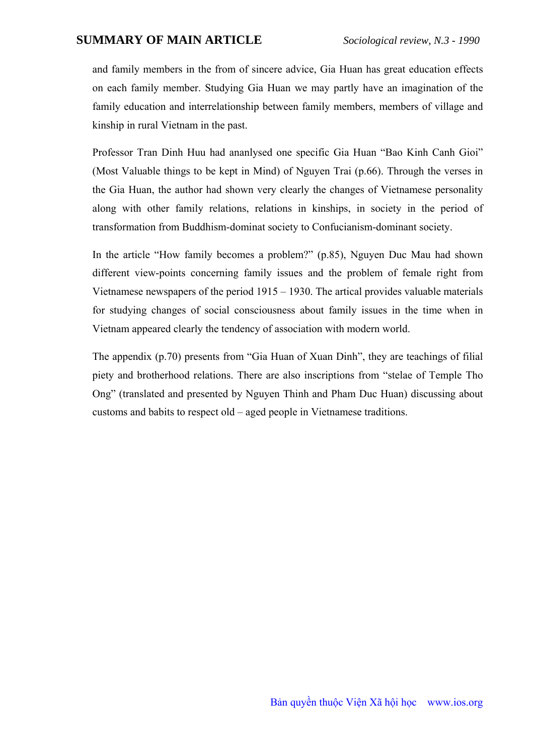and family members in the from of sincere advice, Gia Huan has great education effects on each family member. Studying Gia Huan we may partly have an imagination of the family education and interrelationship between family members, members of village and kinship in rural Vietnam in the past.

Professor Tran Dinh Huu had ananlysed one specific Gia Huan "Bao Kinh Canh Gioi" (Most Valuable things to be kept in Mind) of Nguyen Trai (p.66). Through the verses in the Gia Huan, the author had shown very clearly the changes of Vietnamese personality along with other family relations, relations in kinships, in society in the period of transformation from Buddhism-dominat society to Confucianism-dominant society.

In the article "How family becomes a problem?" (p.85), Nguyen Duc Mau had shown different view-points concerning family issues and the problem of female right from Vietnamese newspapers of the period 1915 – 1930. The artical provides valuable materials for studying changes of social consciousness about family issues in the time when in Vietnam appeared clearly the tendency of association with modern world.

The appendix (p.70) presents from "Gia Huan of Xuan Dinh", they are teachings of filial piety and brotherhood relations. There are also inscriptions from "stelae of Temple Tho Ong" (translated and presented by Nguyen Thinh and Pham Duc Huan) discussing about customs and babits to respect old – aged people in Vietnamese traditions.